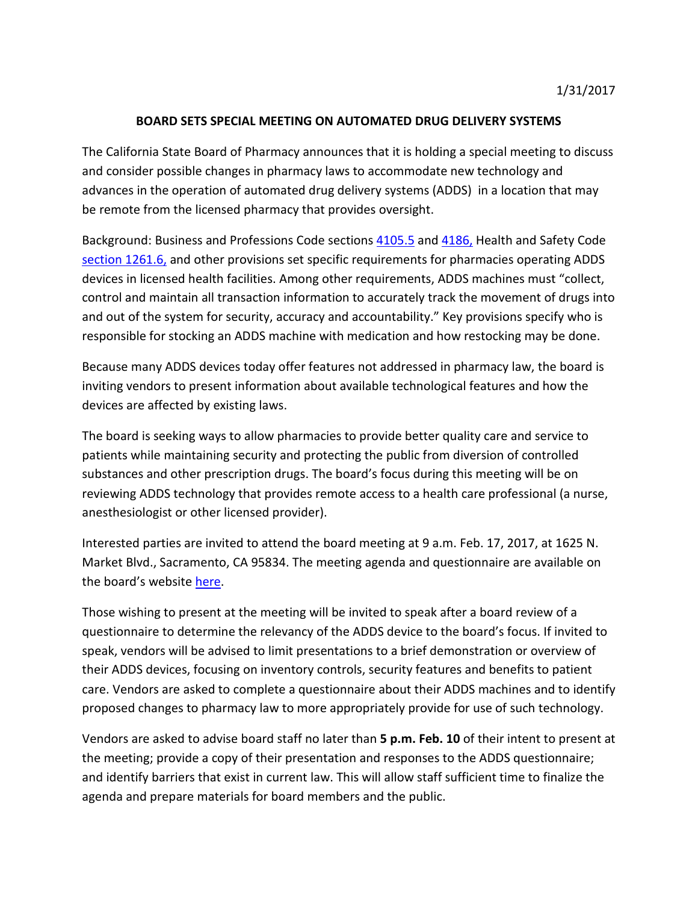1/31/2017

# BOARD SETS SPECIAL MEETING ON AUTOMATED DRUG DELIVERY SYSTEMS

The California State Board of Pharmacy announces that it is holding a special meeting to discuss and consider possible changes in pharmacy laws to accommodate new technology and advances in the operation of automated drug delivery systems (ADDS) in a location that may be remote from the licensed pharmacy that provides oversight.

Background: Business and Professions Code sections 4105.5 and 4186, Health and Safety Code section 1261.6, and other provisions set specific requirements for pharmacies operating ADDS devices in licensed health facilities. Among other requirements, ADDS machines must "collect, control and maintain all transaction information to accurately track the movement of drugs into and out of the system for security, accuracy and accountability." Key provisions specify who is responsible for stocking an ADDS machine with medication and how restocking may be done.

Because many ADDS devices today offer features not addressed in pharmacy law, the board is inviting vendors to present information about available technological features and how the devices are affected by existing laws.

The board is seeking ways to allow pharmacies to provide better quality care and service to patients while maintaining security and protecting the public from diversion of controlled substances and other prescription drugs. The board's focus during this meeting will be on reviewing ADDS technology that provides remote access to a health care professional (a nurse, anesthesiologist or other licensed provider).

Interested parties are invited to attend the board meeting at 9 a.m. Feb. 17, 2017, at 1625 N. Market Blvd., Sacramento, CA 95834. The meeting agenda and questionnaire are available on the board's website here.

Those wishing to present at the meeting will be invited to speak after a board review of a questionnaire to determine the relevancy of the ADDS device to the board's focus. If invited to speak, vendors will be advised to limit presentations to a brief demonstration or overview of their ADDS devices, focusing on inventory controls, security features and benefits to patient care. Vendors are asked to complete a questionnaire about their ADDS machines and to identify proposed changes to pharmacy law to more appropriately provide for use of such technology.

Vendors are asked to advise board staff no later than **5 p.m. Feb. 10** of their intent to present at the meeting; provide a copy of their presentation and responses to the ADDS questionnaire; and identify barriers that exist in current law. This will allow staff sufficient time to finalize the agenda and prepare materials for board members and the public.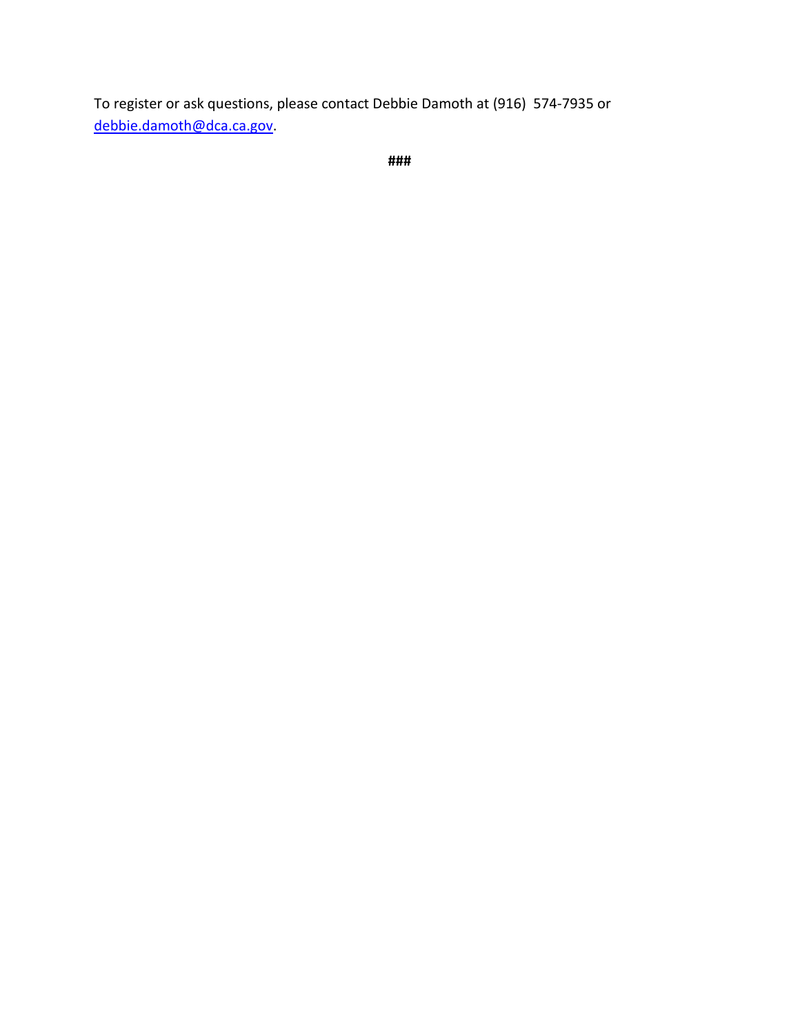To register or ask questions, please contact Debbie Damoth at (916) 574-7935 or [debbie.damoth@dca.ca.gov](mailto:debbie.damoth@dca.ca.gov).

**###**